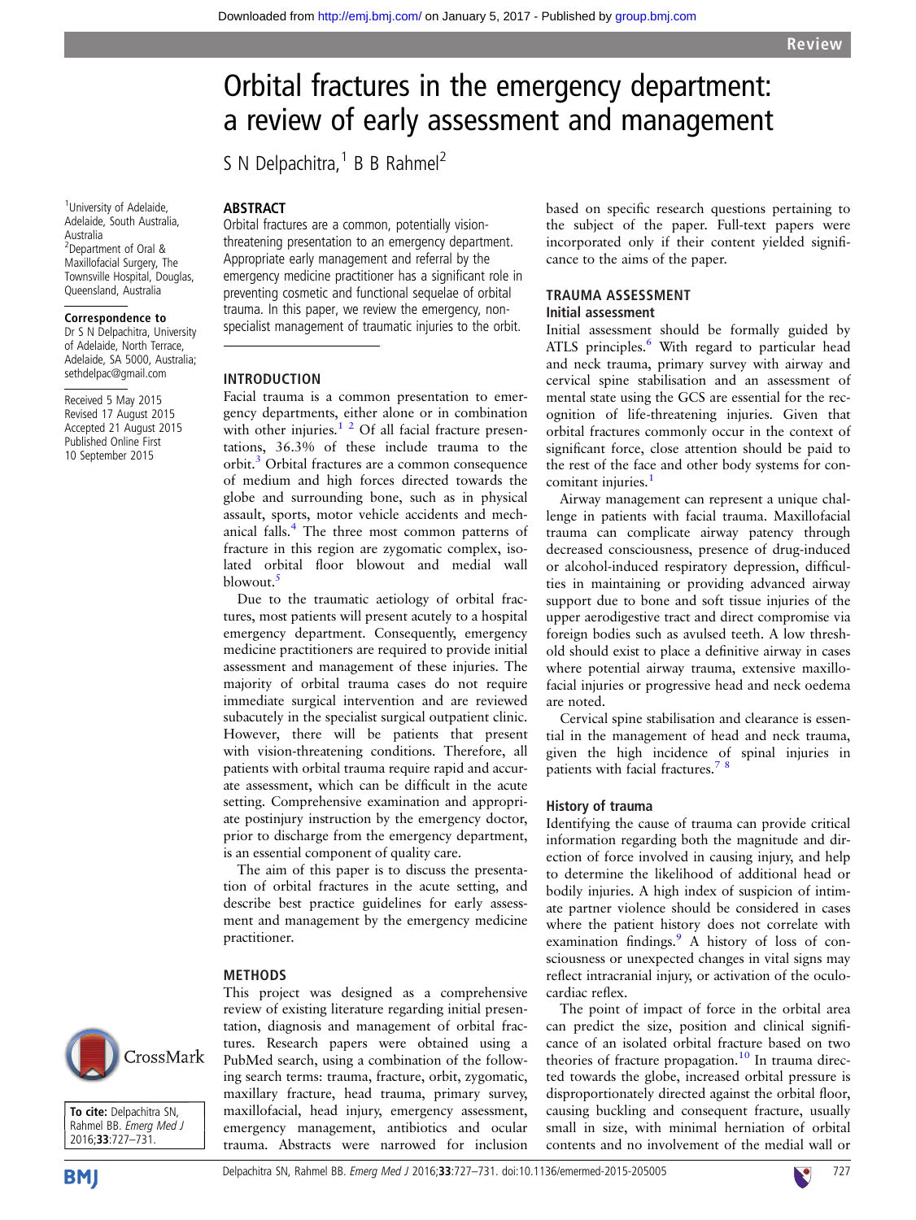# Orbital fractures in the emergency department: a review of early assessment and management

S N Delpachitra,[1] B B Rahmel[2]

[1]University of Adelaide, Adelaide, South Australia, Australia
[2]Department of Oral & Maxillofacial Surgery, The Townsville Hospital, Douglas, Queensland, Australia

**Correspondence to**
Dr S N Delpachitra, University of Adelaide, North Terrace, Adelaide, SA 5000, Australia; sethdelpac@gmail.com

Received 5 May 2015
Revised 17 August 2015
Accepted 21 August 2015
Published Online First 10 September 2015

**To cite:** Delpachitra SN, Rahmel BB. *Emerg Med J* 2016;**33**:727–731.

## ABSTRACT

Orbital fractures are a common, potentially vision-threatening presentation to an emergency department. Appropriate early management and referral by the emergency medicine practitioner has a significant role in preventing cosmetic and functional sequelae of orbital trauma. In this paper, we review the emergency, non-specialist management of traumatic injuries to the orbit.

## INTRODUCTION

Facial trauma is a common presentation to emergency departments, either alone or in combination with other injuries.[1,2] Of all facial fracture presentations, 36.3% of these include trauma to the orbit.[3] Orbital fractures are a common consequence of medium and high forces directed towards the globe and surrounding bone, such as in physical assault, sports, motor vehicle accidents and mechanical falls.[4] The three most common patterns of fracture in this region are zygomatic complex, isolated orbital floor blowout and medial wall blowout.[5]

Due to the traumatic aetiology of orbital fractures, most patients will present acutely to a hospital emergency department. Consequently, emergency medicine practitioners are required to provide initial assessment and management of these injuries. The majority of orbital trauma cases do not require immediate surgical intervention and are reviewed subacutely in the specialist surgical outpatient clinic. However, there will be patients that present with vision-threatening conditions. Therefore, all patients with orbital trauma require rapid and accurate assessment, which can be difficult in the acute setting. Comprehensive examination and appropriate postinjury instruction by the emergency doctor, prior to discharge from the emergency department, is an essential component of quality care.

The aim of this paper is to discuss the presentation of orbital fractures in the acute setting, and describe best practice guidelines for early assessment and management by the emergency medicine practitioner.

## METHODS

This project was designed as a comprehensive review of existing literature regarding initial presentation, diagnosis and management of orbital fractures. Research papers were obtained using a PubMed search, using a combination of the following search terms: trauma, fracture, orbit, zygomatic, maxillary fracture, head trauma, primary survey, maxillofacial, head injury, emergency assessment, emergency management, antibiotics and ocular trauma. Abstracts were narrowed for inclusion based on specific research questions pertaining to the subject of the paper. Full-text papers were incorporated only if their content yielded significance to the aims of the paper.

## TRAUMA ASSESSMENT

### Initial assessment

Initial assessment should be formally guided by ATLS principles.[6] With regard to particular head and neck trauma, primary survey with airway and cervical spine stabilisation and an assessment of mental state using the GCS are essential for the recognition of life-threatening injuries. Given that orbital fractures commonly occur in the context of significant force, close attention should be paid to the rest of the face and other body systems for concomitant injuries.[1]

Airway management can represent a unique challenge in patients with facial trauma. Maxillofacial trauma can complicate airway patency through decreased consciousness, presence of drug-induced or alcohol-induced respiratory depression, difficulties in maintaining or providing advanced airway support due to bone and soft tissue injuries of the upper aerodigestive tract and direct compromise via foreign bodies such as avulsed teeth. A low threshold should exist to place a definitive airway in cases where potential airway trauma, extensive maxillofacial injuries or progressive head and neck oedema are noted.

Cervical spine stabilisation and clearance is essential in the management of head and neck trauma, given the high incidence of spinal injuries in patients with facial fractures.[7,8]

### History of trauma

Identifying the cause of trauma can provide critical information regarding both the magnitude and direction of force involved in causing injury, and help to determine the likelihood of additional head or bodily injuries. A high index of suspicion of intimate partner violence should be considered in cases where the patient history does not correlate with examination findings.[9] A history of loss of consciousness or unexpected changes in vital signs may reflect intracranial injury, or activation of the oculocardiac reflex.

The point of impact of force in the orbital area can predict the size, position and clinical significance of an isolated orbital fracture based on two theories of fracture propagation.[10] In trauma directed towards the globe, increased orbital pressure is disproportionately directed against the orbital floor, causing buckling and consequent fracture, usually small in size, with minimal herniation of orbital contents and no involvement of the medial wall or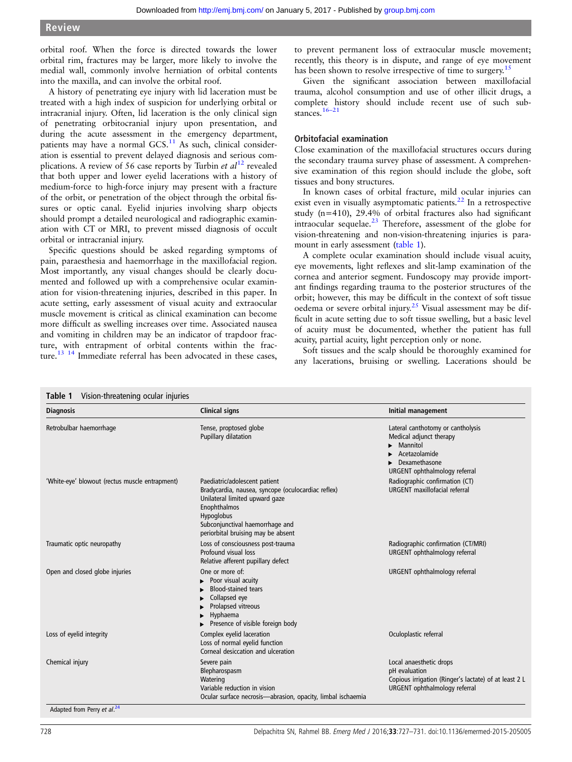orbital roof. When the force is directed towards the lower orbital rim, fractures may be larger, more likely to involve the medial wall, commonly involve herniation of orbital contents into the maxilla, and can involve the orbital roof.

A history of penetrating eye injury with lid laceration must be treated with a high index of suspicion for underlying orbital or intracranial injury. Often, lid laceration is the only clinical sign of penetrating orbitocranial injury upon presentation, and during the acute assessment in the emergency department, patients may have a normal GCS.[11] As such, clinical consideration is essential to prevent delayed diagnosis and serious complications. A review of 56 case reports by Turbin *et al*[12] revealed that both upper and lower eyelid lacerations with a history of medium-force to high-force injury may present with a fracture of the orbit, or penetration of the object through the orbital fissures or optic canal. Eyelid injuries involving sharp objects should prompt a detailed neurological and radiographic examination with CT or MRI, to prevent missed diagnosis of occult orbital or intracranial injury.

Specific questions should be asked regarding symptoms of pain, paraesthesia and haemorrhage in the maxillofacial region. Most importantly, any visual changes should be clearly documented and followed up with a comprehensive ocular examination for vision-threatening injuries, described in this paper. In acute setting, early assessment of visual acuity and extraocular muscle movement is critical as clinical examination can become more difficult as swelling increases over time. Associated nausea and vomiting in children may be an indicator of trapdoor fracture, with entrapment of orbital contents within the fracture.[13 14] Immediate referral has been advocated in these cases, to prevent permanent loss of extraocular muscle movement; recently, this theory is in dispute, and range of eye movement has been shown to resolve irrespective of time to surgery.[15]

Given the significant association between maxillofacial trauma, alcohol consumption and use of other illicit drugs, a complete history should include recent use of such substances.[16–21]

### Orbitofacial examination

Close examination of the maxillofacial structures occurs during the secondary trauma survey phase of assessment. A comprehensive examination of this region should include the globe, soft tissues and bony structures.

In known cases of orbital fracture, mild ocular injuries can exist even in visually asymptomatic patients.[22] In a retrospective study (n=410), 29.4% of orbital fractures also had significant intraocular sequelae.[23] Therefore, assessment of the globe for vision-threatening and non-vision-threatening injuries is paramount in early assessment (table 1).

A complete ocular examination should include visual acuity, eye movements, light reflexes and slit-lamp examination of the cornea and anterior segment. Fundoscopy may provide important findings regarding trauma to the posterior structures of the orbit; however, this may be difficult in the context of soft tissue oedema or severe orbital injury.[25] Visual assessment may be difficult in acute setting due to soft tissue swelling, but a basic level of acuity must be documented, whether the patient has full acuity, partial acuity, light perception only or none.

Soft tissues and the scalp should be thoroughly examined for any lacerations, bruising or swelling. Lacerations should be

**Table 1** Vision-threatening ocular injuries

| Diagnosis | Clinical signs | Initial management |
|---|---|---|
| Retrobulbar haemorrhage | Tense, proptosed globe<br>Pupillary dilatation | Lateral canthotomy or cantholysis<br>Medical adjunct therapy<br>▸ Mannitol<br>▸ Acetazolamide<br>▸ Dexamethasone<br>URGENT ophthalmology referral |
| 'White-eye' blowout (rectus muscle entrapment) | Paediatric/adolescent patient<br>Bradycardia, nausea, syncope (oculocardiac reflex)<br>Unilateral limited upward gaze<br>Enophthalmos<br>Hypoglobus<br>Subconjunctival haemorrhage and periorbital bruising may be absent | Radiographic confirmation (CT)<br>URGENT maxillofacial referral |
| Traumatic optic neuropathy | Loss of consciousness post-trauma<br>Profound visual loss<br>Relative afferent pupillary defect | Radiographic confirmation (CT/MRI)<br>URGENT ophthalmology referral |
| Open and closed globe injuries | One or more of:<br>▸ Poor visual acuity<br>▸ Blood-stained tears<br>▸ Collapsed eye<br>▸ Prolapsed vitreous<br>▸ Hyphaema<br>▸ Presence of visible foreign body | URGENT ophthalmology referral |
| Loss of eyelid integrity | Complex eyelid laceration<br>Loss of normal eyelid function<br>Corneal desiccation and ulceration | Oculoplastic referral |
| Chemical injury | Severe pain<br>Blepharospasm<br>Watering<br>Variable reduction in vision<br>Ocular surface necrosis—abrasion, opacity, limbal ischaemia | Local anaesthetic drops<br>pH evaluation<br>Copious irrigation (Ringer's lactate) of at least 2 L<br>URGENT ophthalmology referral |

Adapted from Perry *et al*.[24]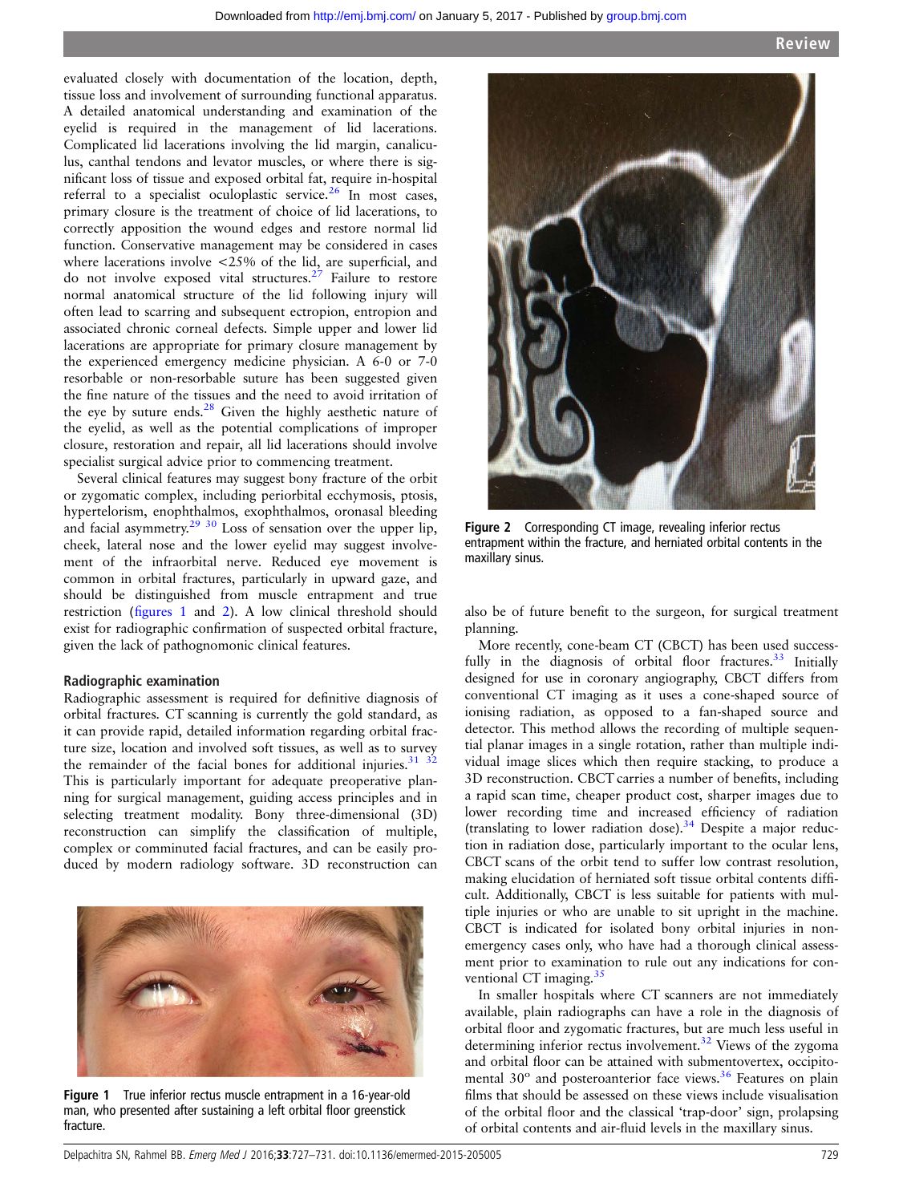evaluated closely with documentation of the location, depth, tissue loss and involvement of surrounding functional apparatus. A detailed anatomical understanding and examination of the eyelid is required in the management of lid lacerations. Complicated lid lacerations involving the lid margin, canaliculus, canthal tendons and levator muscles, or where there is significant loss of tissue and exposed orbital fat, require in-hospital referral to a specialist oculoplastic service.[26] In most cases, primary closure is the treatment of choice of lid lacerations, to correctly apposition the wound edges and restore normal lid function. Conservative management may be considered in cases where lacerations involve <25% of the lid, are superficial, and do not involve exposed vital structures.[27] Failure to restore normal anatomical structure of the lid following injury will often lead to scarring and subsequent ectropion, entropion and associated chronic corneal defects. Simple upper and lower lid lacerations are appropriate for primary closure management by the experienced emergency medicine physician. A 6-0 or 7-0 resorbable or non-resorbable suture has been suggested given the fine nature of the tissues and the need to avoid irritation of the eye by suture ends.[28] Given the highly aesthetic nature of the eyelid, as well as the potential complications of improper closure, restoration and repair, all lid lacerations should involve specialist surgical advice prior to commencing treatment.

Several clinical features may suggest bony fracture of the orbit or zygomatic complex, including periorbital ecchymosis, ptosis, hypertelorism, enophthalmos, exophthalmos, oronasal bleeding and facial asymmetry.[29 30] Loss of sensation over the upper lip, cheek, lateral nose and the lower eyelid may suggest involvement of the infraorbital nerve. Reduced eye movement is common in orbital fractures, particularly in upward gaze, and should be distinguished from muscle entrapment and true restriction (figures 1 and 2). A low clinical threshold should exist for radiographic confirmation of suspected orbital fracture, given the lack of pathognomonic clinical features.

## Radiographic examination

Radiographic assessment is required for definitive diagnosis of orbital fractures. CT scanning is currently the gold standard, as it can provide rapid, detailed information regarding orbital fracture size, location and involved soft tissues, as well as to survey the remainder of the facial bones for additional injuries.[31 32] This is particularly important for adequate preoperative planning for surgical management, guiding access principles and in selecting treatment modality. Bony three-dimensional (3D) reconstruction can simplify the classification of multiple, complex or comminuted facial fractures, and can be easily produced by modern radiology software. 3D reconstruction can also be of future benefit to the surgeon, for surgical treatment planning.

Figure 1 True inferior rectus muscle entrapment in a 16-year-old man, who presented after sustaining a left orbital floor greenstick fracture.

Figure 2 Corresponding CT image, revealing inferior rectus entrapment within the fracture, and herniated orbital contents in the maxillary sinus.

More recently, cone-beam CT (CBCT) has been used successfully in the diagnosis of orbital floor fractures.[33] Initially designed for use in coronary angiography, CBCT differs from conventional CT imaging as it uses a cone-shaped source of ionising radiation, as opposed to a fan-shaped source and detector. This method allows the recording of multiple sequential planar images in a single rotation, rather than multiple individual image slices which then require stacking, to produce a 3D reconstruction. CBCT carries a number of benefits, including a rapid scan time, cheaper product cost, sharper images due to lower recording time and increased efficiency of radiation (translating to lower radiation dose).[34] Despite a major reduction in radiation dose, particularly important to the ocular lens, CBCT scans of the orbit tend to suffer low contrast resolution, making elucidation of herniated soft tissue orbital contents difficult. Additionally, CBCT is less suitable for patients with multiple injuries or who are unable to sit upright in the machine. CBCT is indicated for isolated bony orbital injuries in non-emergency cases only, who have had a thorough clinical assessment prior to examination to rule out any indications for conventional CT imaging.[35]

In smaller hospitals where CT scanners are not immediately available, plain radiographs can have a role in the diagnosis of orbital floor and zygomatic fractures, but are much less useful in determining inferior rectus involvement.[32] Views of the zygoma and orbital floor can be attained with submentovertex, occipitomental 30° and posteroanterior face views.[36] Features on plain films that should be assessed on these views include visualisation of the orbital floor and the classical 'trap-door' sign, prolapsing of orbital contents and air-fluid levels in the maxillary sinus.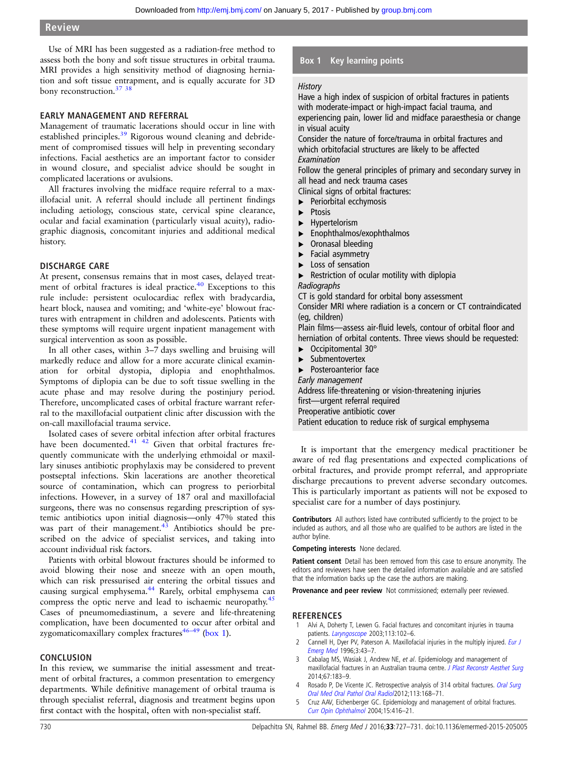Use of MRI has been suggested as a radiation-free method to assess both the bony and soft tissue structures in orbital trauma. MRI provides a high sensitivity method of diagnosing herniation and soft tissue entrapment, and is equally accurate for 3D bony reconstruction.[37 38]

## EARLY MANAGEMENT AND REFERRAL

Management of traumatic lacerations should occur in line with established principles.[39] Rigorous wound cleaning and debridement of compromised tissues will help in preventing secondary infections. Facial aesthetics are an important factor to consider in wound closure, and specialist advice should be sought in complicated lacerations or avulsions.

All fractures involving the midface require referral to a maxillofacial unit. A referral should include all pertinent findings including aetiology, conscious state, cervical spine clearance, ocular and facial examination (particularly visual acuity), radiographic diagnosis, concomitant injuries and additional medical history.

## DISCHARGE CARE

At present, consensus remains that in most cases, delayed treatment of orbital fractures is ideal practice.[40] Exceptions to this rule include: persistent oculocardiac reflex with bradycardia, heart block, nausea and vomiting; and 'white-eye' blowout fractures with entrapment in children and adolescents. Patients with these symptoms will require urgent inpatient management with surgical intervention as soon as possible.

In all other cases, within 3–7 days swelling and bruising will markedly reduce and allow for a more accurate clinical examination for orbital dystopia, diplopia and enophthalmos. Symptoms of diplopia can be due to soft tissue swelling in the acute phase and may resolve during the postinjury period. Therefore, uncomplicated cases of orbital fracture warrant referral to the maxillofacial outpatient clinic after discussion with the on-call maxillofacial trauma service.

Isolated cases of severe orbital infection after orbital fractures have been documented.[41 42] Given that orbital fractures frequently communicate with the underlying ethmoidal or maxillary sinuses antibiotic prophylaxis may be considered to prevent postseptal infections. Skin lacerations are another theoretical source of contamination, which can progress to periorbital infections. However, in a survey of 187 oral and maxillofacial surgeons, there was no consensus regarding prescription of systemic antibiotics upon initial diagnosis—only 47% stated this was part of their management.[43] Antibiotics should be prescribed on the advice of specialist services, and taking into account individual risk factors.

Patients with orbital blowout fractures should be informed to avoid blowing their nose and sneeze with an open mouth, which can risk pressurised air entering the orbital tissues and causing surgical emphysema.[44] Rarely, orbital emphysema can compress the optic nerve and lead to ischaemic neuropathy.[45] Cases of pneumomediastinum, a severe and life-threatening complication, have been documented to occur after orbital and zygomaticomaxillary complex fractures[46–49] (box 1).

## CONCLUSION

In this review, we summarise the initial assessment and treatment of orbital fractures, a common presentation to emergency departments. While definitive management of orbital trauma is through specialist referral, diagnosis and treatment begins upon first contact with the hospital, often with non-specialist staff.

**Box 1 Key learning points**

*History*

Have a high index of suspicion of orbital fractures in patients with moderate-impact or high-impact facial trauma, and experiencing pain, lower lid and midface paraesthesia or change in visual acuity

Consider the nature of force/trauma in orbital fractures and which orbitofacial structures are likely to be affected

*Examination*

Follow the general principles of primary and secondary survey in all head and neck trauma cases

Clinical signs of orbital fractures:

- Periorbital ecchymosis
- Ptosis
- Hypertelorism
- Enophthalmos/exophthalmos
- Oronasal bleeding
- Facial asymmetry
- Loss of sensation
- Restriction of ocular motility with diplopia

*Radiographs*

CT is gold standard for orbital bony assessment

Consider MRI where radiation is a concern or CT contraindicated (eg, children)

Plain films—assess air-fluid levels, contour of orbital floor and herniation of orbital contents. Three views should be requested:

- Occipitomental 30°
- Submentovertex
- Posteroanterior face

*Early management*

Address life-threatening or vision-threatening injuries first—urgent referral required

Preoperative antibiotic cover

Patient education to reduce risk of surgical emphysema

It is important that the emergency medical practitioner be aware of red flag presentations and expected complications of orbital fractures, and provide prompt referral, and appropriate discharge precautions to prevent adverse secondary outcomes. This is particularly important as patients will not be exposed to specialist care for a number of days postinjury.

**Contributors** All authors listed have contributed sufficiently to the project to be included as authors, and all those who are qualified to be authors are listed in the author byline.

**Competing interests** None declared.

**Patient consent** Detail has been removed from this case to ensure anonymity. The editors and reviewers have seen the detailed information available and are satisfied that the information backs up the case the authors are making.

**Provenance and peer review** Not commissioned; externally peer reviewed.

## REFERENCES

1. Alvi A, Doherty T, Lewen G. Facial fractures and concomitant injuries in trauma patients. *Laryngoscope* 2003;113:102–6.
2. Cannell H, Dyer PV, Paterson A. Maxillofacial injuries in the multiply injured. *Eur J Emerg Med* 1996;3:43–7.
3. Cabalag MS, Wasiak J, Andrew NE, *et al*. Epidemiology and management of maxillofacial fractures in an Australian trauma centre. *J Plast Reconstr Aesthet Surg* 2014;67:183–9.
4. Rosado P, De Vicente JC. Retrospective analysis of 314 orbital fractures. *Oral Surg Oral Med Oral Pathol Oral Radiol* 2012;113:168–71.
5. Cruz AAV, Eichenberger GC. Epidemiology and management of orbital fractures. *Curr Opin Ophthalmol* 2004;15:416–21.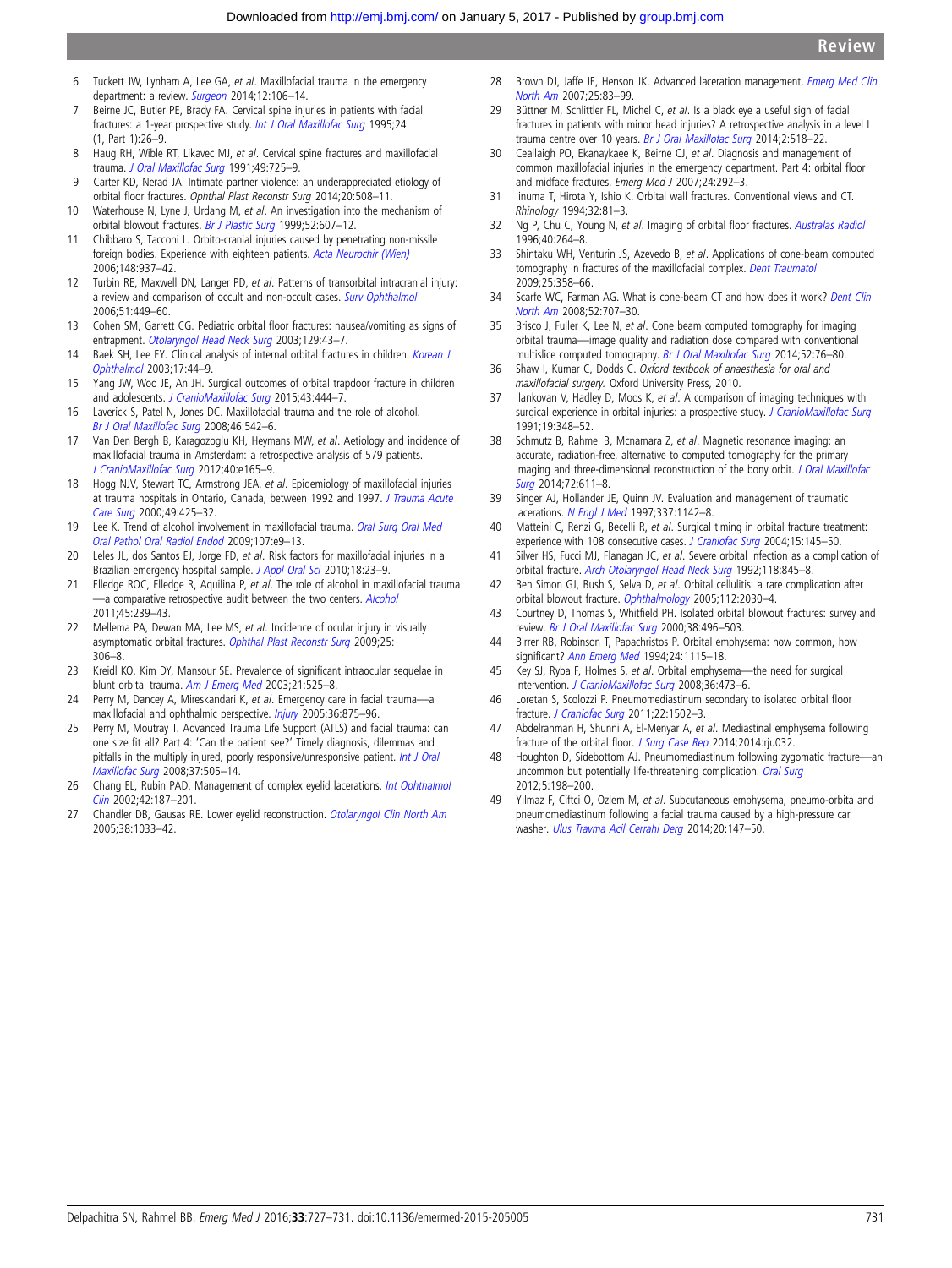6 Tuckett JW, Lynham A, Lee GA, *et al*. Maxillofacial trauma in the emergency department: a review. *Surgeon* 2014;12:106–14.

7 Beirne JC, Butler PE, Brady FA. Cervical spine injuries in patients with facial fractures: a 1-year prospective study. *Int J Oral Maxillofac Surg* 1995;24 (1, Part 1):26–9.

8 Haug RH, Wible RT, Likavec MJ, *et al*. Cervical spine fractures and maxillofacial trauma. *J Oral Maxillofac Surg* 1991;49:725–9.

9 Carter KD, Nerad JA. Intimate partner violence: an underappreciated etiology of orbital floor fractures. *Ophthal Plast Reconstr Surg* 2014;20:508–11.

10 Waterhouse N, Lyne J, Urdang M, *et al*. An investigation into the mechanism of orbital blowout fractures. *Br J Plastic Surg* 1999;52:607–12.

11 Chibbaro S, Tacconi L. Orbito-cranial injuries caused by penetrating non-missile foreign bodies. Experience with eighteen patients. *Acta Neurochir (Wien)* 2006;148:937–42.

12 Turbin RE, Maxwell DN, Langer PD, *et al*. Patterns of transorbital intracranial injury: a review and comparison of occult and non-occult cases. *Surv Ophthalmol* 2006;51:449–60.

13 Cohen SM, Garrett CG. Pediatric orbital floor fractures: nausea/vomiting as signs of entrapment. *Otolaryngol Head Neck Surg* 2003;129:43–7.

14 Baek SH, Lee EY. Clinical analysis of internal orbital fractures in children. *Korean J Ophthalmol* 2003;17:44–9.

15 Yang JW, Woo JE, An JH. Surgical outcomes of orbital trapdoor fracture in children and adolescents. *J CranioMaxillofac Surg* 2015;43:444–7.

16 Laverick S, Patel N, Jones DC. Maxillofacial trauma and the role of alcohol. *Br J Oral Maxillofac Surg* 2008;46:542–6.

17 Van Den Bergh B, Karagozoglu KH, Heymans MW, *et al*. Aetiology and incidence of maxillofacial trauma in Amsterdam: a retrospective analysis of 579 patients. *J CranioMaxillofac Surg* 2012;40:e165–9.

18 Hogg NJV, Stewart TC, Armstrong JEA, *et al*. Epidemiology of maxillofacial injuries at trauma hospitals in Ontario, Canada, between 1992 and 1997. *J Trauma Acute Care Surg* 2000;49:425–32.

19 Lee K. Trend of alcohol involvement in maxillofacial trauma. *Oral Surg Oral Med Oral Pathol Oral Radiol Endod* 2009;107:e9–13.

20 Leles JL, dos Santos EJ, Jorge FD, *et al*. Risk factors for maxillofacial injuries in a Brazilian emergency hospital sample. *J Appl Oral Sci* 2010;18:23–9.

21 Elledge ROC, Elledge R, Aquilina P, *et al*. The role of alcohol in maxillofacial trauma —a comparative retrospective audit between the two centers. *Alcohol* 2011;45:239–43.

22 Mellema PA, Dewan MA, Lee MS, *et al*. Incidence of ocular injury in visually asymptomatic orbital fractures. *Ophthal Plast Reconstr Surg* 2009;25: 306–8.

23 Kreidl KO, Kim DY, Mansour SE. Prevalence of significant intraocular sequelae in blunt orbital trauma. *Am J Emerg Med* 2003;21:525–8.

24 Perry M, Dancey A, Mireskandari K, *et al*. Emergency care in facial trauma—a maxillofacial and ophthalmic perspective. *Injury* 2005;36:875–96.

25 Perry M, Moutray T. Advanced Trauma Life Support (ATLS) and facial trauma: can one size fit all? Part 4: 'Can the patient see?' Timely diagnosis, dilemmas and pitfalls in the multiply injured, poorly responsive/unresponsive patient. *Int J Oral Maxillofac Surg* 2008;37:505–14.

26 Chang EL, Rubin PAD. Management of complex eyelid lacerations. *Int Ophthalmol Clin* 2002;42:187–201.

27 Chandler DB, Gausas RE. Lower eyelid reconstruction. *Otolaryngol Clin North Am* 2005;38:1033–42.

28 Brown DJ, Jaffe JE, Henson JK. Advanced laceration management. *Emerg Med Clin North Am* 2007;25:83–99.

29 Büttner M, Schlittler FL, Michel C, *et al*. Is a black eye a useful sign of facial fractures in patients with minor head injuries? A retrospective analysis in a level I trauma centre over 10 years. *Br J Oral Maxillofac Surg* 2014;2:518–22.

30 Ceallaigh PO, Ekanaykaee K, Beirne CJ, *et al*. Diagnosis and management of common maxillofacial injuries in the emergency department. Part 4: orbital floor and midface fractures. *Emerg Med J* 2007;24:292–3.

31 Iinuma T, Hirota Y, Ishio K. Orbital wall fractures. Conventional views and CT. *Rhinology* 1994;32:81–3.

32 Ng P, Chu C, Young N, *et al*. Imaging of orbital floor fractures. *Australas Radiol* 1996;40:264–8.

33 Shintaku WH, Venturin JS, Azevedo B, *et al*. Applications of cone-beam computed tomography in fractures of the maxillofacial complex. *Dent Traumatol* 2009;25:358–66.

34 Scarfe WC, Farman AG. What is cone-beam CT and how does it work? *Dent Clin North Am* 2008;52:707–30.

35 Brisco J, Fuller K, Lee N, *et al*. Cone beam computed tomography for imaging orbital trauma—image quality and radiation dose compared with conventional multislice computed tomography. *Br J Oral Maxillofac Surg* 2014;52:76–80.

36 Shaw I, Kumar C, Dodds C. *Oxford textbook of anaesthesia for oral and maxillofacial surgery.* Oxford University Press, 2010.

37 Ilankovan V, Hadley D, Moos K, *et al*. A comparison of imaging techniques with surgical experience in orbital injuries: a prospective study. *J CranioMaxillofac Surg* 1991;19:348–52.

38 Schmutz B, Rahmel B, Mcnamara Z, *et al*. Magnetic resonance imaging: an accurate, radiation-free, alternative to computed tomography for the primary imaging and three-dimensional reconstruction of the bony orbit. *J Oral Maxillofac Surg* 2014;72:611–8.

39 Singer AJ, Hollander JE, Quinn JV. Evaluation and management of traumatic lacerations. *N Engl J Med* 1997;337:1142–8.

40 Matteini C, Renzi G, Becelli R, *et al*. Surgical timing in orbital fracture treatment: experience with 108 consecutive cases. *J Craniofac Surg* 2004;15:145–50.

41 Silver HS, Fucci MJ, Flanagan JC, *et al*. Severe orbital infection as a complication of orbital fracture. *Arch Otolaryngol Head Neck Surg* 1992;118:845–8.

42 Ben Simon GJ, Bush S, Selva D, *et al*. Orbital cellulitis: a rare complication after orbital blowout fracture. *Ophthalmology* 2005;112:2030–4.

43 Courtney D, Thomas S, Whitfield PH. Isolated orbital blowout fractures: survey and review. *Br J Oral Maxillofac Surg* 2000;38:496–503.

44 Birrer RB, Robinson T, Papachristos P. Orbital emphysema: how common, how significant? *Ann Emerg Med* 1994;24:1115–18.

45 Key SJ, Ryba F, Holmes S, *et al*. Orbital emphysema—the need for surgical intervention. *J CranioMaxillofac Surg* 2008;36:473–6.

46 Loretan S, Scolozzi P. Pneumomediastinum secondary to isolated orbital floor fracture. *J Craniofac Surg* 2011;22:1502–3.

47 Abdelrahman H, Shunni A, El-Menyar A, *et al*. Mediastinal emphysema following fracture of the orbital floor. *J Surg Case Rep* 2014;2014:rju032.

48 Houghton D, Sidebottom AJ. Pneumomediastinum following zygomatic fracture—an uncommon but potentially life-threatening complication. *Oral Surg* 2012;5:198–200.

49 Yılmaz F, Ciftci O, Ozlem M, *et al*. Subcutaneous emphysema, pneumo-orbita and pneumomediastinum following a facial trauma caused by a high-pressure car washer. *Ulus Travma Acil Cerrahi Derg* 2014;20:147–50.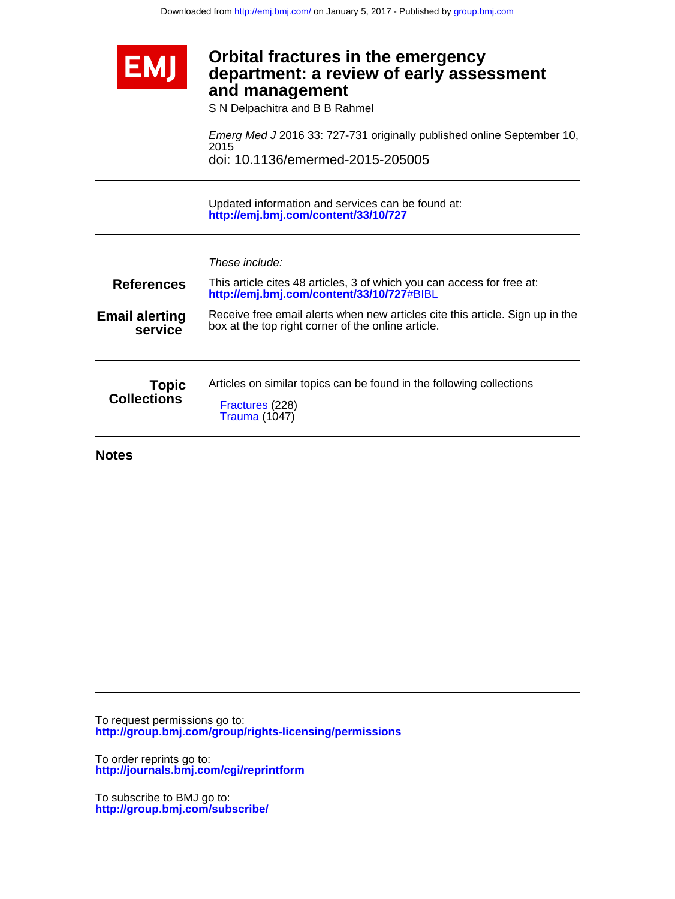Downloaded from http://emj.bmj.com/ on January 5, 2017 - Published by group.bmj.com

EMJ

# Orbital fractures in the emergency department: a review of early assessment and management

S N Delpachitra and B B Rahmel

*Emerg Med J* 2016 33: 727-731 originally published online September 10, 2015

doi: 10.1136/emermed-2015-205005

Updated information and services can be found at:
**http://emj.bmj.com/content/33/10/727**

*These include:*

**References**

This article cites 48 articles, 3 of which you can access for free at:
**http://emj.bmj.com/content/33/10/727**#BIBL

**Email alerting service**

Receive free email alerts when new articles cite this article. Sign up in the box at the top right corner of the online article.

**Topic Collections**

Articles on similar topics can be found in the following collections

Fractures (228)
Trauma (1047)

## Notes

To request permissions go to:
**http://group.bmj.com/group/rights-licensing/permissions**

To order reprints go to:
**http://journals.bmj.com/cgi/reprintform**

To subscribe to BMJ go to:
**http://group.bmj.com/subscribe/**